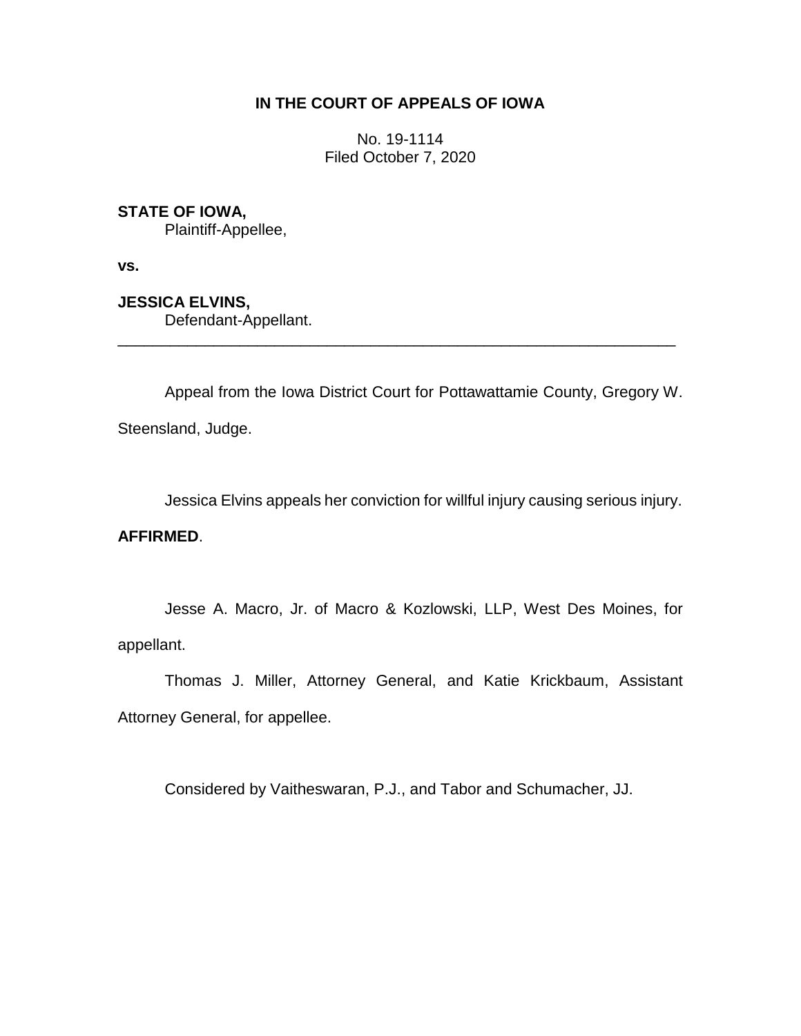**IN THE COURT OF APPEALS OF IOWA**

No. 19-1114
Filed October 7, 2020

**STATE OF IOWA,**
Plaintiff-Appellee,

**vs.**

**JESSICA ELVINS,**
Defendant-Appellant.

---

Appeal from the Iowa District Court for Pottawattamie County, Gregory W. Steensland, Judge.

Jessica Elvins appeals her conviction for willful injury causing serious injury.

**AFFIRMED**.

Jesse A. Macro, Jr. of Macro & Kozlowski, LLP, West Des Moines, for appellant.

Thomas J. Miller, Attorney General, and Katie Krickbaum, Assistant Attorney General, for appellee.

Considered by Vaitheswaran, P.J., and Tabor and Schumacher, JJ.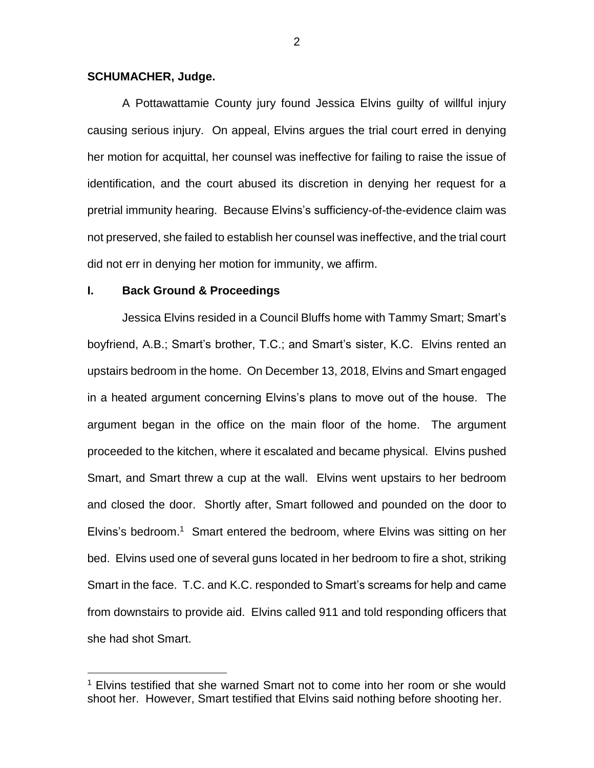**SCHUMACHER, Judge.**

A Pottawattamie County jury found Jessica Elvins guilty of willful injury causing serious injury. On appeal, Elvins argues the trial court erred in denying her motion for acquittal, her counsel was ineffective for failing to raise the issue of identification, and the court abused its discretion in denying her request for a pretrial immunity hearing. Because Elvins's sufficiency-of-the-evidence claim was not preserved, she failed to establish her counsel was ineffective, and the trial court did not err in denying her motion for immunity, we affirm.

## I. Back Ground & Proceedings

Jessica Elvins resided in a Council Bluffs home with Tammy Smart; Smart's boyfriend, A.B.; Smart's brother, T.C.; and Smart's sister, K.C. Elvins rented an upstairs bedroom in the home. On December 13, 2018, Elvins and Smart engaged in a heated argument concerning Elvins's plans to move out of the house. The argument began in the office on the main floor of the home. The argument proceeded to the kitchen, where it escalated and became physical. Elvins pushed Smart, and Smart threw a cup at the wall. Elvins went upstairs to her bedroom and closed the door. Shortly after, Smart followed and pounded on the door to Elvins's bedroom.[1] Smart entered the bedroom, where Elvins was sitting on her bed. Elvins used one of several guns located in her bedroom to fire a shot, striking Smart in the face. T.C. and K.C. responded to Smart's screams for help and came from downstairs to provide aid. Elvins called 911 and told responding officers that she had shot Smart.

[1] Elvins testified that she warned Smart not to come into her room or she would shoot her. However, Smart testified that Elvins said nothing before shooting her.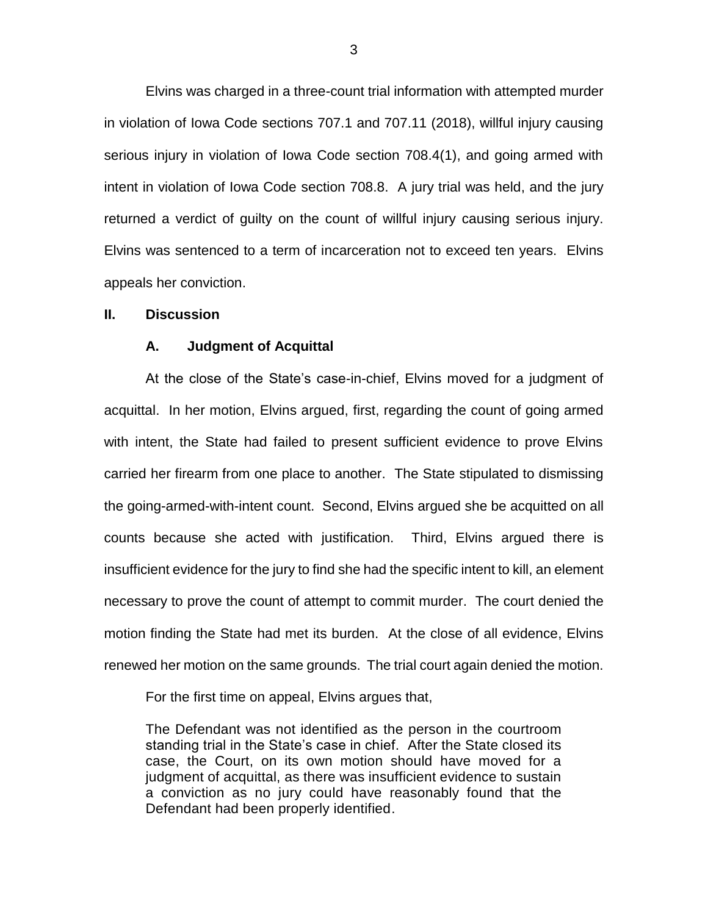Elvins was charged in a three-count trial information with attempted murder in violation of Iowa Code sections 707.1 and 707.11 (2018), willful injury causing serious injury in violation of Iowa Code section 708.4(1), and going armed with intent in violation of Iowa Code section 708.8. A jury trial was held, and the jury returned a verdict of guilty on the count of willful injury causing serious injury. Elvins was sentenced to a term of incarceration not to exceed ten years. Elvins appeals her conviction.

## II. Discussion

### A. Judgment of Acquittal

At the close of the State's case-in-chief, Elvins moved for a judgment of acquittal. In her motion, Elvins argued, first, regarding the count of going armed with intent, the State had failed to present sufficient evidence to prove Elvins carried her firearm from one place to another. The State stipulated to dismissing the going-armed-with-intent count. Second, Elvins argued she be acquitted on all counts because she acted with justification. Third, Elvins argued there is insufficient evidence for the jury to find she had the specific intent to kill, an element necessary to prove the count of attempt to commit murder. The court denied the motion finding the State had met its burden. At the close of all evidence, Elvins renewed her motion on the same grounds. The trial court again denied the motion.

For the first time on appeal, Elvins argues that,

> The Defendant was not identified as the person in the courtroom standing trial in the State's case in chief. After the State closed its case, the Court, on its own motion should have moved for a judgment of acquittal, as there was insufficient evidence to sustain a conviction as no jury could have reasonably found that the Defendant had been properly identified.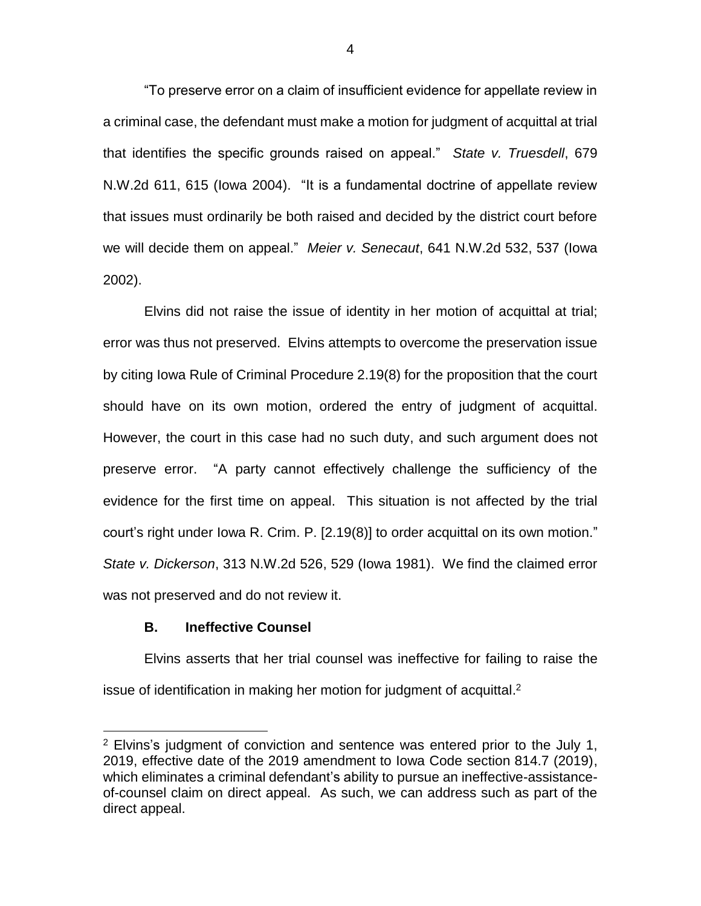"To preserve error on a claim of insufficient evidence for appellate review in a criminal case, the defendant must make a motion for judgment of acquittal at trial that identifies the specific grounds raised on appeal." *State v. Truesdell*, 679 N.W.2d 611, 615 (Iowa 2004). "It is a fundamental doctrine of appellate review that issues must ordinarily be both raised and decided by the district court before we will decide them on appeal." *Meier v. Senecaut*, 641 N.W.2d 532, 537 (Iowa 2002).

Elvins did not raise the issue of identity in her motion of acquittal at trial; error was thus not preserved. Elvins attempts to overcome the preservation issue by citing Iowa Rule of Criminal Procedure 2.19(8) for the proposition that the court should have on its own motion, ordered the entry of judgment of acquittal. However, the court in this case had no such duty, and such argument does not preserve error. "A party cannot effectively challenge the sufficiency of the evidence for the first time on appeal. This situation is not affected by the trial court's right under Iowa R. Crim. P. [2.19(8)] to order acquittal on its own motion." *State v. Dickerson*, 313 N.W.2d 526, 529 (Iowa 1981). We find the claimed error was not preserved and do not review it.

### B. Ineffective Counsel

Elvins asserts that her trial counsel was ineffective for failing to raise the issue of identification in making her motion for judgment of acquittal.[2]

---

[2] Elvins's judgment of conviction and sentence was entered prior to the July 1, 2019, effective date of the 2019 amendment to Iowa Code section 814.7 (2019), which eliminates a criminal defendant's ability to pursue an ineffective-assistance-of-counsel claim on direct appeal. As such, we can address such as part of the direct appeal.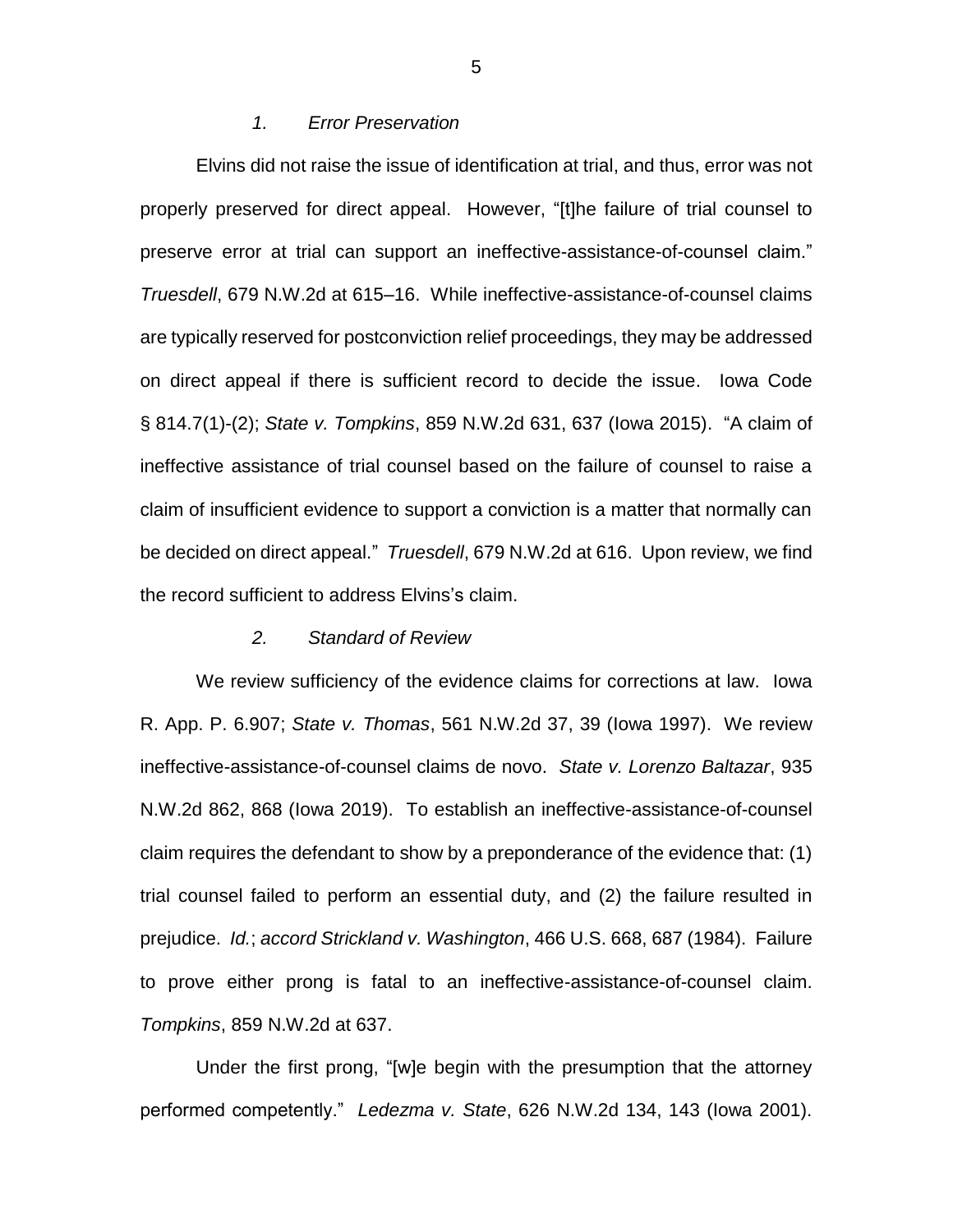*1. Error Preservation*

Elvins did not raise the issue of identification at trial, and thus, error was not properly preserved for direct appeal. However, "[t]he failure of trial counsel to preserve error at trial can support an ineffective-assistance-of-counsel claim." *Truesdell*, 679 N.W.2d at 615–16. While ineffective-assistance-of-counsel claims are typically reserved for postconviction relief proceedings, they may be addressed on direct appeal if there is sufficient record to decide the issue. Iowa Code § 814.7(1)-(2); *State v. Tompkins*, 859 N.W.2d 631, 637 (Iowa 2015). "A claim of ineffective assistance of trial counsel based on the failure of counsel to raise a claim of insufficient evidence to support a conviction is a matter that normally can be decided on direct appeal." *Truesdell*, 679 N.W.2d at 616. Upon review, we find the record sufficient to address Elvins's claim.

*2. Standard of Review*

We review sufficiency of the evidence claims for corrections at law. Iowa R. App. P. 6.907; *State v. Thomas*, 561 N.W.2d 37, 39 (Iowa 1997). We review ineffective-assistance-of-counsel claims de novo. *State v. Lorenzo Baltazar*, 935 N.W.2d 862, 868 (Iowa 2019). To establish an ineffective-assistance-of-counsel claim requires the defendant to show by a preponderance of the evidence that: (1) trial counsel failed to perform an essential duty, and (2) the failure resulted in prejudice. *Id.*; *accord Strickland v. Washington*, 466 U.S. 668, 687 (1984). Failure to prove either prong is fatal to an ineffective-assistance-of-counsel claim. *Tompkins*, 859 N.W.2d at 637.

Under the first prong, "[w]e begin with the presumption that the attorney performed competently." *Ledezma v. State*, 626 N.W.2d 134, 143 (Iowa 2001).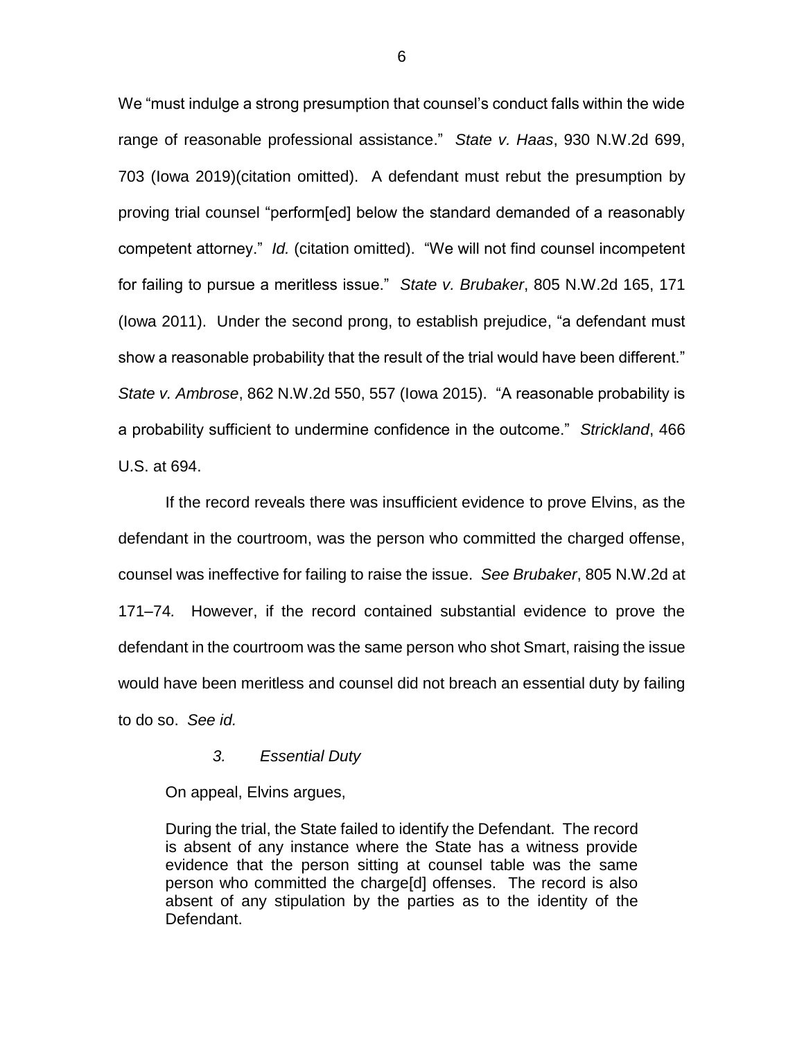We "must indulge a strong presumption that counsel's conduct falls within the wide range of reasonable professional assistance." *State v. Haas*, 930 N.W.2d 699, 703 (Iowa 2019)(citation omitted). A defendant must rebut the presumption by proving trial counsel "perform[ed] below the standard demanded of a reasonably competent attorney." *Id.* (citation omitted). "We will not find counsel incompetent for failing to pursue a meritless issue." *State v. Brubaker*, 805 N.W.2d 165, 171 (Iowa 2011). Under the second prong, to establish prejudice, "a defendant must show a reasonable probability that the result of the trial would have been different." *State v. Ambrose*, 862 N.W.2d 550, 557 (Iowa 2015). "A reasonable probability is a probability sufficient to undermine confidence in the outcome." *Strickland*, 466 U.S. at 694.

If the record reveals there was insufficient evidence to prove Elvins, as the defendant in the courtroom, was the person who committed the charged offense, counsel was ineffective for failing to raise the issue. *See Brubaker*, 805 N.W.2d at 171–74*.* However, if the record contained substantial evidence to prove the defendant in the courtroom was the same person who shot Smart, raising the issue would have been meritless and counsel did not breach an essential duty by failing to do so. *See id.*

### *3. Essential Duty*

On appeal, Elvins argues,

> During the trial, the State failed to identify the Defendant. The record is absent of any instance where the State has a witness provide evidence that the person sitting at counsel table was the same person who committed the charge[d] offenses. The record is also absent of any stipulation by the parties as to the identity of the Defendant.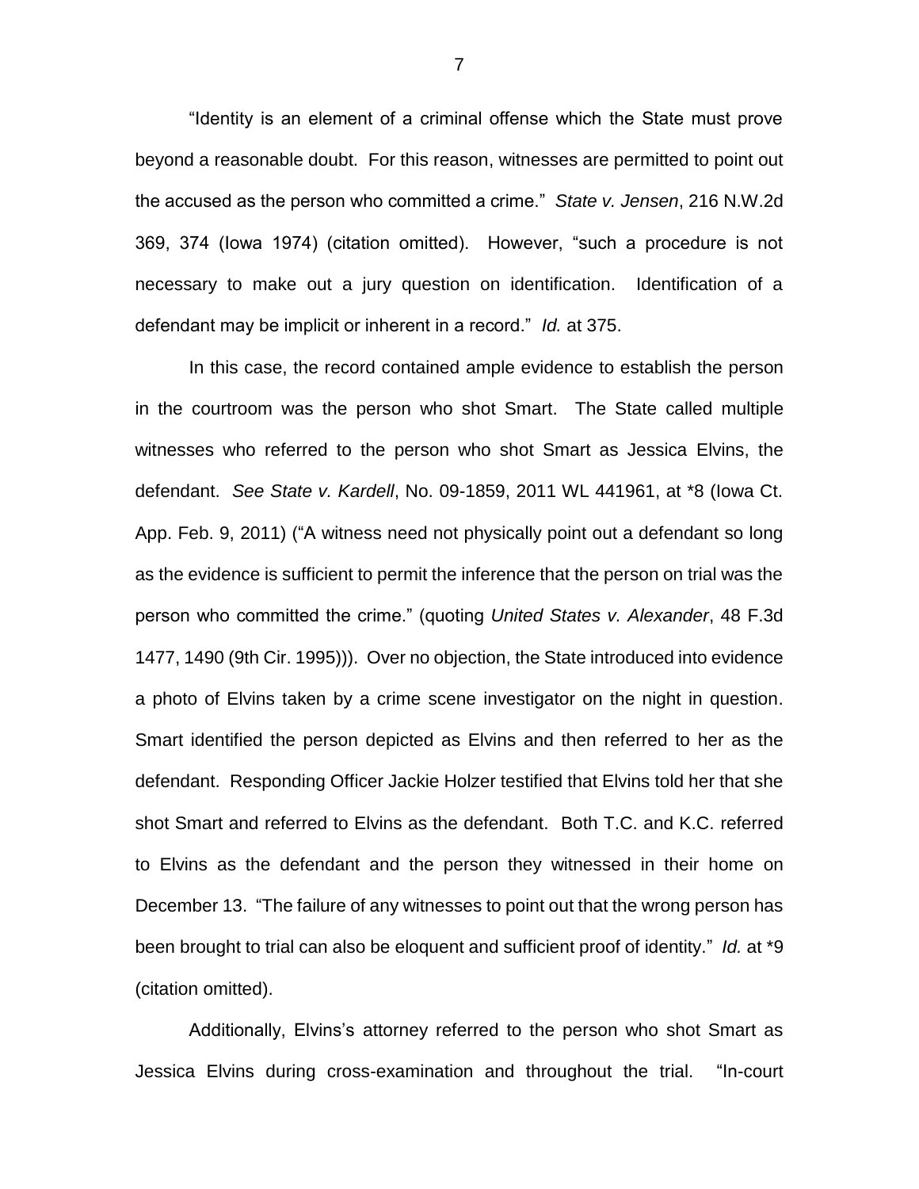"Identity is an element of a criminal offense which the State must prove beyond a reasonable doubt. For this reason, witnesses are permitted to point out the accused as the person who committed a crime." *State v. Jensen*, 216 N.W.2d 369, 374 (Iowa 1974) (citation omitted). However, "such a procedure is not necessary to make out a jury question on identification. Identification of a defendant may be implicit or inherent in a record." *Id.* at 375.

In this case, the record contained ample evidence to establish the person in the courtroom was the person who shot Smart. The State called multiple witnesses who referred to the person who shot Smart as Jessica Elvins, the defendant. *See State v. Kardell*, No. 09-1859, 2011 WL 441961, at *8 (Iowa Ct. App. Feb. 9, 2011) ("A witness need not physically point out a defendant so long as the evidence is sufficient to permit the inference that the person on trial was the person who committed the crime." (quoting *United States v. Alexander*, 48 F.3d 1477, 1490 (9th Cir. 1995))). Over no objection, the State introduced into evidence a photo of Elvins taken by a crime scene investigator on the night in question. Smart identified the person depicted as Elvins and then referred to her as the defendant. Responding Officer Jackie Holzer testified that Elvins told her that she shot Smart and referred to Elvins as the defendant. Both T.C. and K.C. referred to Elvins as the defendant and the person they witnessed in their home on December 13. "The failure of any witnesses to point out that the wrong person has been brought to trial can also be eloquent and sufficient proof of identity." *Id.* at *9 (citation omitted).

Additionally, Elvins's attorney referred to the person who shot Smart as Jessica Elvins during cross-examination and throughout the trial. "In-court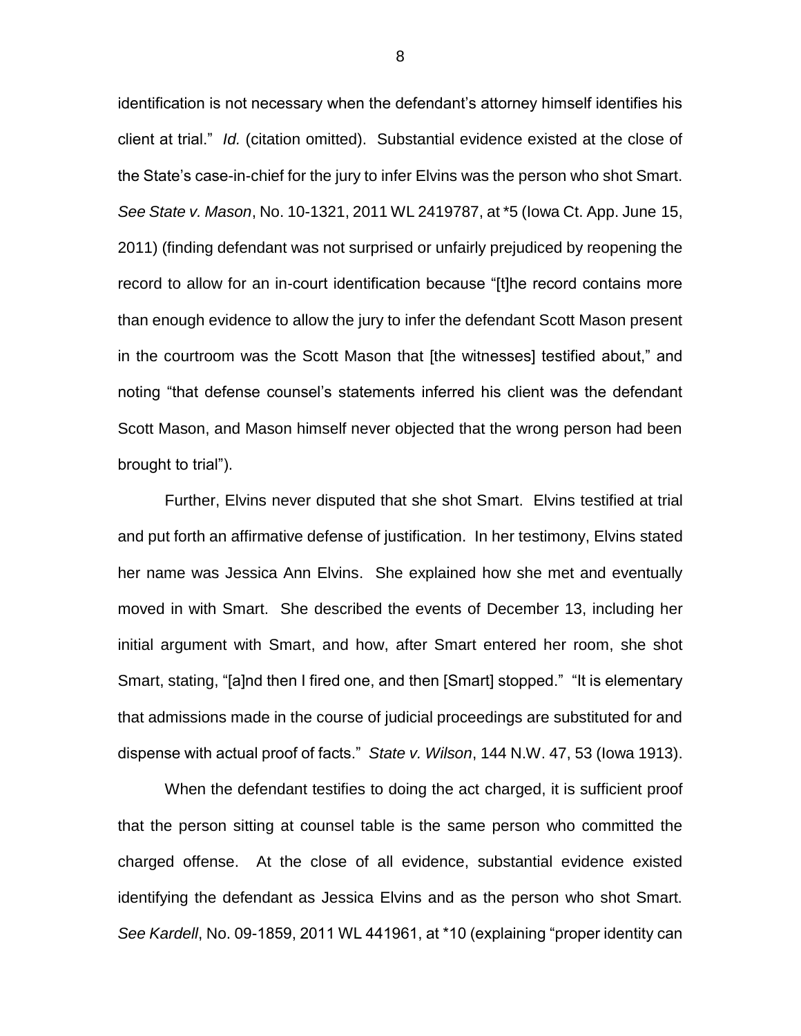identification is not necessary when the defendant's attorney himself identifies his client at trial." *Id.* (citation omitted). Substantial evidence existed at the close of the State's case-in-chief for the jury to infer Elvins was the person who shot Smart. *See State v. Mason*, No. 10-1321, 2011 WL 2419787, at *5 (Iowa Ct. App. June 15, 2011) (finding defendant was not surprised or unfairly prejudiced by reopening the record to allow for an in-court identification because "[t]he record contains more than enough evidence to allow the jury to infer the defendant Scott Mason present in the courtroom was the Scott Mason that [the witnesses] testified about," and noting "that defense counsel's statements inferred his client was the defendant Scott Mason, and Mason himself never objected that the wrong person had been brought to trial").

Further, Elvins never disputed that she shot Smart. Elvins testified at trial and put forth an affirmative defense of justification. In her testimony, Elvins stated her name was Jessica Ann Elvins. She explained how she met and eventually moved in with Smart. She described the events of December 13, including her initial argument with Smart, and how, after Smart entered her room, she shot Smart, stating, "[a]nd then I fired one, and then [Smart] stopped." "It is elementary that admissions made in the course of judicial proceedings are substituted for and dispense with actual proof of facts." *State v. Wilson*, 144 N.W. 47, 53 (Iowa 1913).

When the defendant testifies to doing the act charged, it is sufficient proof that the person sitting at counsel table is the same person who committed the charged offense. At the close of all evidence, substantial evidence existed identifying the defendant as Jessica Elvins and as the person who shot Smart. *See Kardell*, No. 09-1859, 2011 WL 441961, at *10 (explaining "proper identity can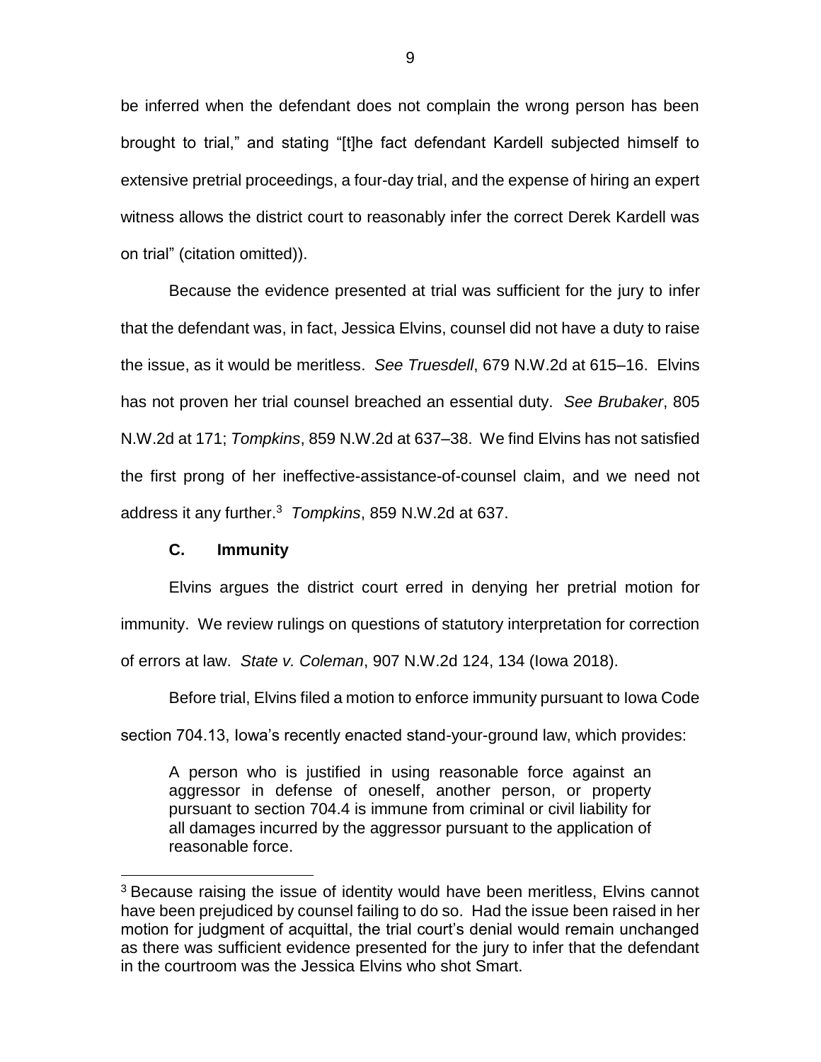be inferred when the defendant does not complain the wrong person has been brought to trial," and stating "[t]he fact defendant Kardell subjected himself to extensive pretrial proceedings, a four-day trial, and the expense of hiring an expert witness allows the district court to reasonably infer the correct Derek Kardell was on trial" (citation omitted)).

Because the evidence presented at trial was sufficient for the jury to infer that the defendant was, in fact, Jessica Elvins, counsel did not have a duty to raise the issue, as it would be meritless. *See Truesdell*, 679 N.W.2d at 615–16. Elvins has not proven her trial counsel breached an essential duty. *See Brubaker*, 805 N.W.2d at 171; *Tompkins*, 859 N.W.2d at 637–38. We find Elvins has not satisfied the first prong of her ineffective-assistance-of-counsel claim, and we need not address it any further.[3] *Tompkins*, 859 N.W.2d at 637.

### C. Immunity

Elvins argues the district court erred in denying her pretrial motion for immunity. We review rulings on questions of statutory interpretation for correction of errors at law. *State v. Coleman*, 907 N.W.2d 124, 134 (Iowa 2018).

Before trial, Elvins filed a motion to enforce immunity pursuant to Iowa Code section 704.13, Iowa's recently enacted stand-your-ground law, which provides:

> A person who is justified in using reasonable force against an aggressor in defense of oneself, another person, or property pursuant to section 704.4 is immune from criminal or civil liability for all damages incurred by the aggressor pursuant to the application of reasonable force.

---

[3] Because raising the issue of identity would have been meritless, Elvins cannot have been prejudiced by counsel failing to do so. Had the issue been raised in her motion for judgment of acquittal, the trial court's denial would remain unchanged as there was sufficient evidence presented for the jury to infer that the defendant in the courtroom was the Jessica Elvins who shot Smart.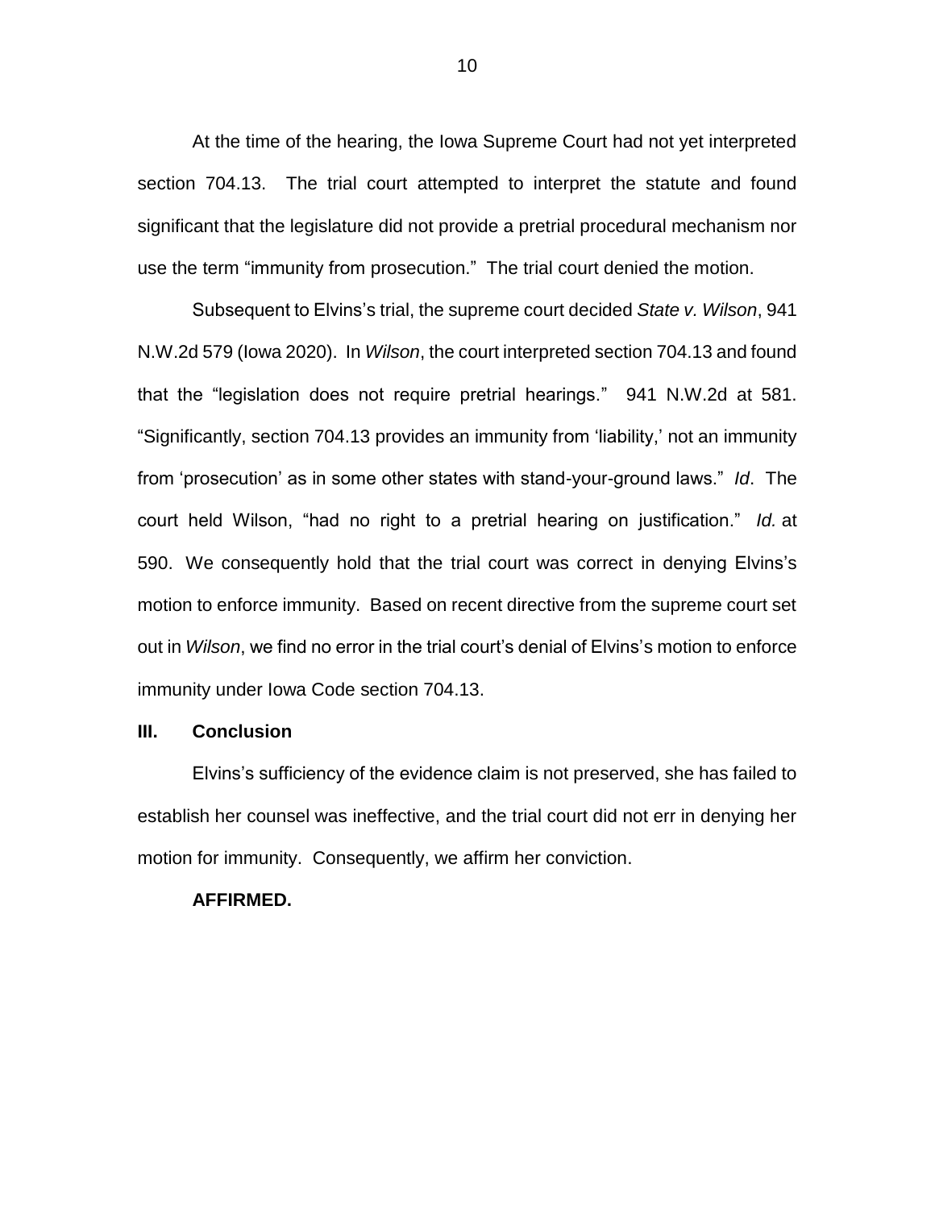At the time of the hearing, the Iowa Supreme Court had not yet interpreted section 704.13. The trial court attempted to interpret the statute and found significant that the legislature did not provide a pretrial procedural mechanism nor use the term "immunity from prosecution." The trial court denied the motion.

Subsequent to Elvins's trial, the supreme court decided *State v. Wilson*, 941 N.W.2d 579 (Iowa 2020). In *Wilson*, the court interpreted section 704.13 and found that the "legislation does not require pretrial hearings." 941 N.W.2d at 581. "Significantly, section 704.13 provides an immunity from 'liability,' not an immunity from 'prosecution' as in some other states with stand-your-ground laws." *Id*. The court held Wilson, "had no right to a pretrial hearing on justification." *Id.* at 590. We consequently hold that the trial court was correct in denying Elvins's motion to enforce immunity. Based on recent directive from the supreme court set out in *Wilson*, we find no error in the trial court's denial of Elvins's motion to enforce immunity under Iowa Code section 704.13.

## III. Conclusion

Elvins's sufficiency of the evidence claim is not preserved, she has failed to establish her counsel was ineffective, and the trial court did not err in denying her motion for immunity. Consequently, we affirm her conviction.

**AFFIRMED.**